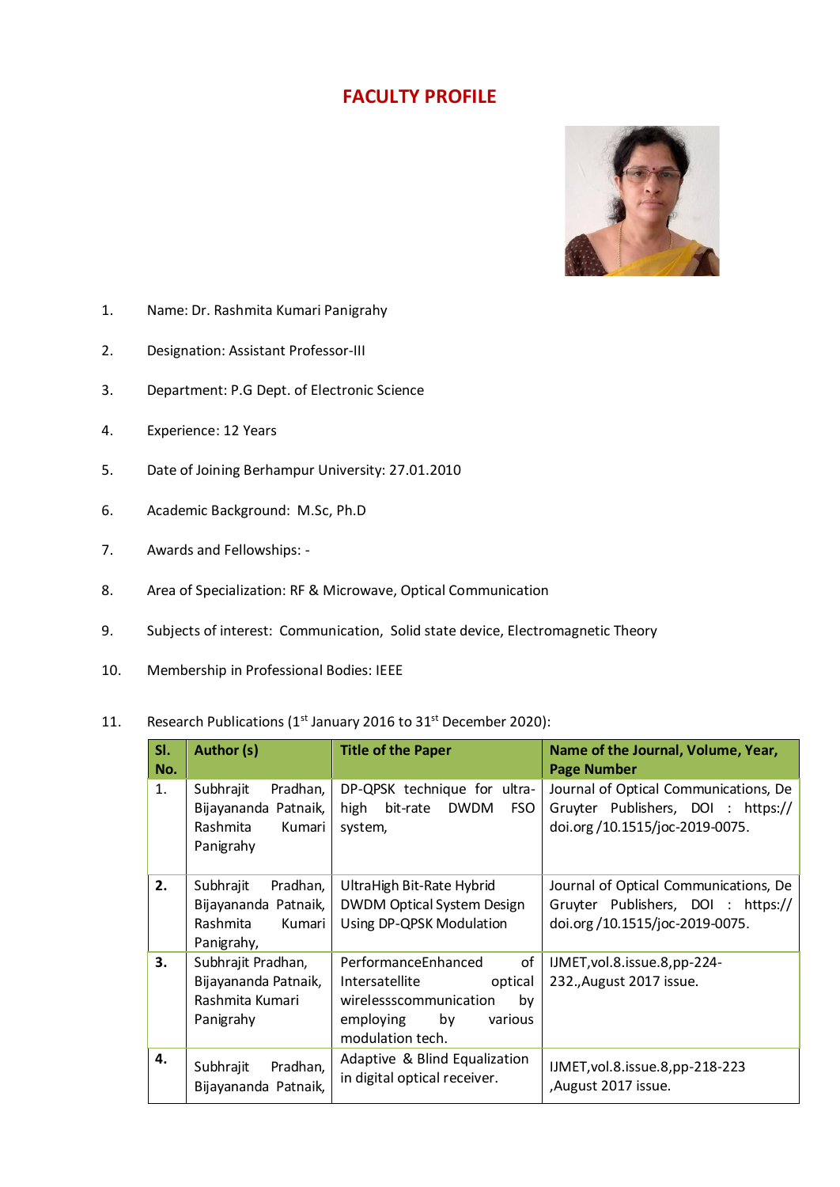# FACULTY PROFILE

1. Name: Dr. Rashmita Kumari Panigrahy
2. Designation: Assistant Professor-III
3. Department: P.G Dept. of Electronic Science
4. Experience: 12 Years
5. Date of Joining Berhampur University: 27.01.2010
6. Academic Background: M.Sc, Ph.D
7. Awards and Fellowships: -
8. Area of Specialization: RF & Microwave, Optical Communication
9. Subjects of interest: Communication, Solid state device, Electromagnetic Theory
10. Membership in Professional Bodies: IEEE
11. Research Publications (1st January 2016 to 31st December 2020):

| Sl. No. | Author (s) | Title of the Paper | Name of the Journal, Volume, Year, Page Number |
|---|---|---|---|
| 1. | Subhrajit Pradhan, Bijayananda Patnaik, Rashmita Kumari Panigrahy | DP-QPSK technique for ultra-high bit-rate DWDM FSO system, | Journal of Optical Communications, De Gruyter Publishers, DOI : https:// doi.org /10.1515/joc-2019-0075. |
| 2. | Subhrajit Pradhan, Bijayananda Patnaik, Rashmita Kumari Panigrahy, | UltraHigh Bit-Rate Hybrid DWDM Optical System Design Using DP-QPSK Modulation | Journal of Optical Communications, De Gruyter Publishers, DOI : https:// doi.org /10.1515/joc-2019-0075. |
| 3. | Subhrajit Pradhan, Bijayananda Patnaik, Rashmita Kumari Panigrahy | PerformanceEnhanced of Intersatellite optical wirelessscommunication by employing by various modulation tech. | IJMET,vol.8.issue.8,pp-224-232.,August 2017 issue. |
| 4. | Subhrajit Pradhan, Bijayananda Patnaik, | Adaptive & Blind Equalization in digital optical receiver. | IJMET,vol.8.issue.8,pp-218-223 ,August 2017 issue. |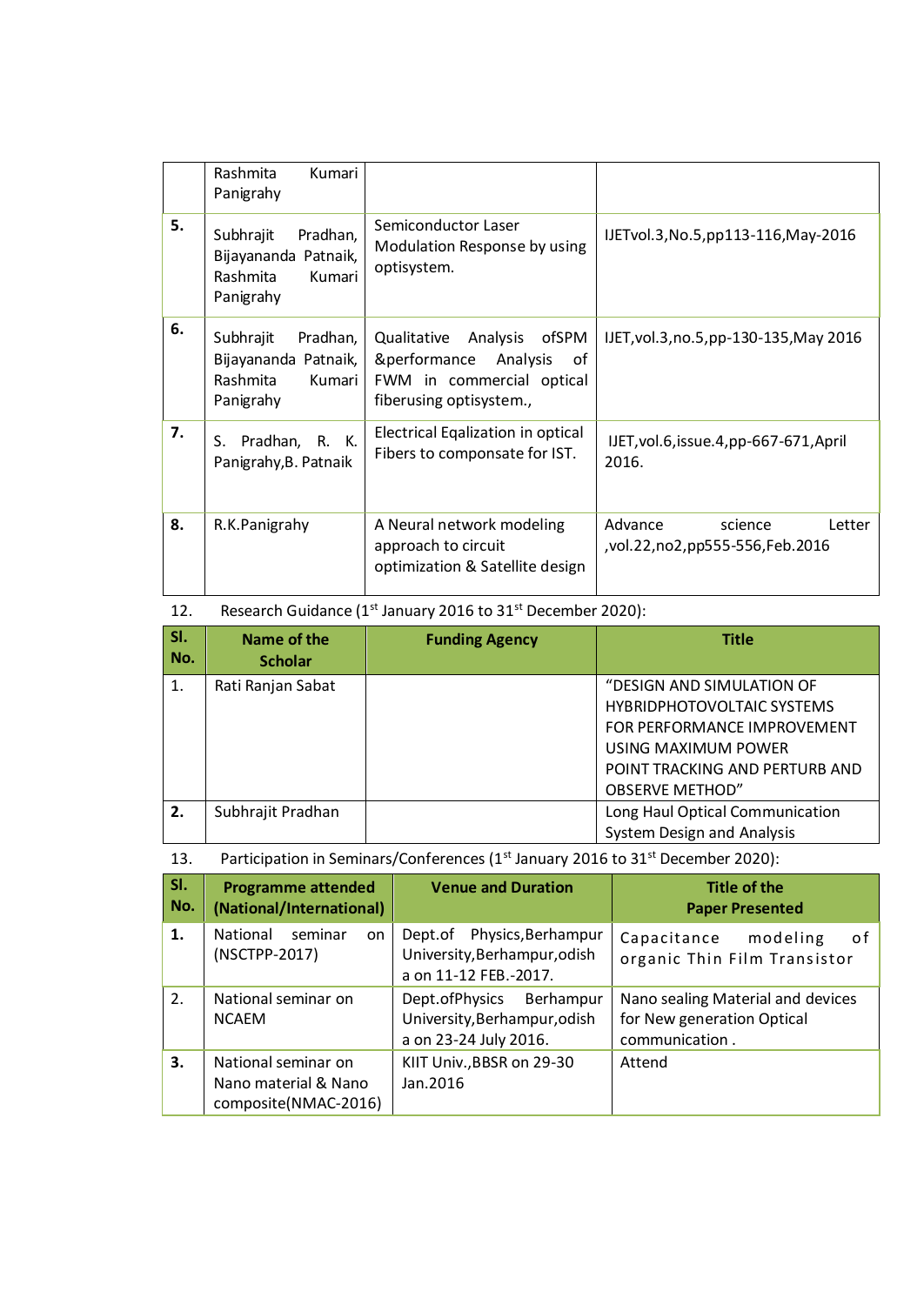| | | | |
|---|---|---|---|
| | Rashmita Kumari Panigrahy | | |
| **5.** | Subhrajit Pradhan, Bijayananda Patnaik, Rashmita Kumari Panigrahy | Semiconductor Laser Modulation Response by using optisystem. | IJETvol.3,No.5,pp113-116,May-2016 |
| **6.** | Subhrajit Pradhan, Bijayananda Patnaik, Rashmita Kumari Panigrahy | Qualitative Analysis ofSPM &performance Analysis of FWM in commercial optical fiberusing optisystem., | IJET,vol.3,no.5,pp-130-135,May 2016 |
| **7.** | S. Pradhan, R. K. Panigrahy,B. Patnaik | Electrical Eqalization in optical Fibers to componsate for IST. | IJET,vol.6,issue.4,pp-667-671,April 2016. |
| **8.** | R.K.Panigrahy | A Neural network modeling approach to circuit optimization & Satellite design | Advance science Letter ,vol.22,no2,pp555-556,Feb.2016 |

12. Research Guidance (1st January 2016 to 31st December 2020):

| Sl. No. | Name of the Scholar | Funding Agency | Title |
|---|---|---|---|
| 1. | Rati Ranjan Sabat | | "DESIGN AND SIMULATION OF HYBRIDPHOTOVOLTAIC SYSTEMS FOR PERFORMANCE IMPROVEMENT USING MAXIMUM POWER POINT TRACKING AND PERTURB AND OBSERVE METHOD" |
| **2.** | Subhrajit Pradhan | | Long Haul Optical Communication System Design and Analysis |

13. Participation in Seminars/Conferences (1st January 2016 to 31st December 2020):

| Sl. No. | Programme attended (National/International) | Venue and Duration | Title of the Paper Presented |
|---|---|---|---|
| **1.** | National seminar on (NSCTPP-2017) | Dept.of Physics,Berhampur University,Berhampur,odisha on 11-12 FEB.-2017. | Capacitance modeling of organic Thin Film Transistor |
| 2. | National seminar on NCAEM | Dept.ofPhysics Berhampur University,Berhampur,odisha on 23-24 July 2016. | Nano sealing Material and devices for New generation Optical communication . |
| **3.** | National seminar on Nano material & Nano composite(NMAC-2016) | KIIT Univ.,BBSR on 29-30 Jan.2016 | Attend |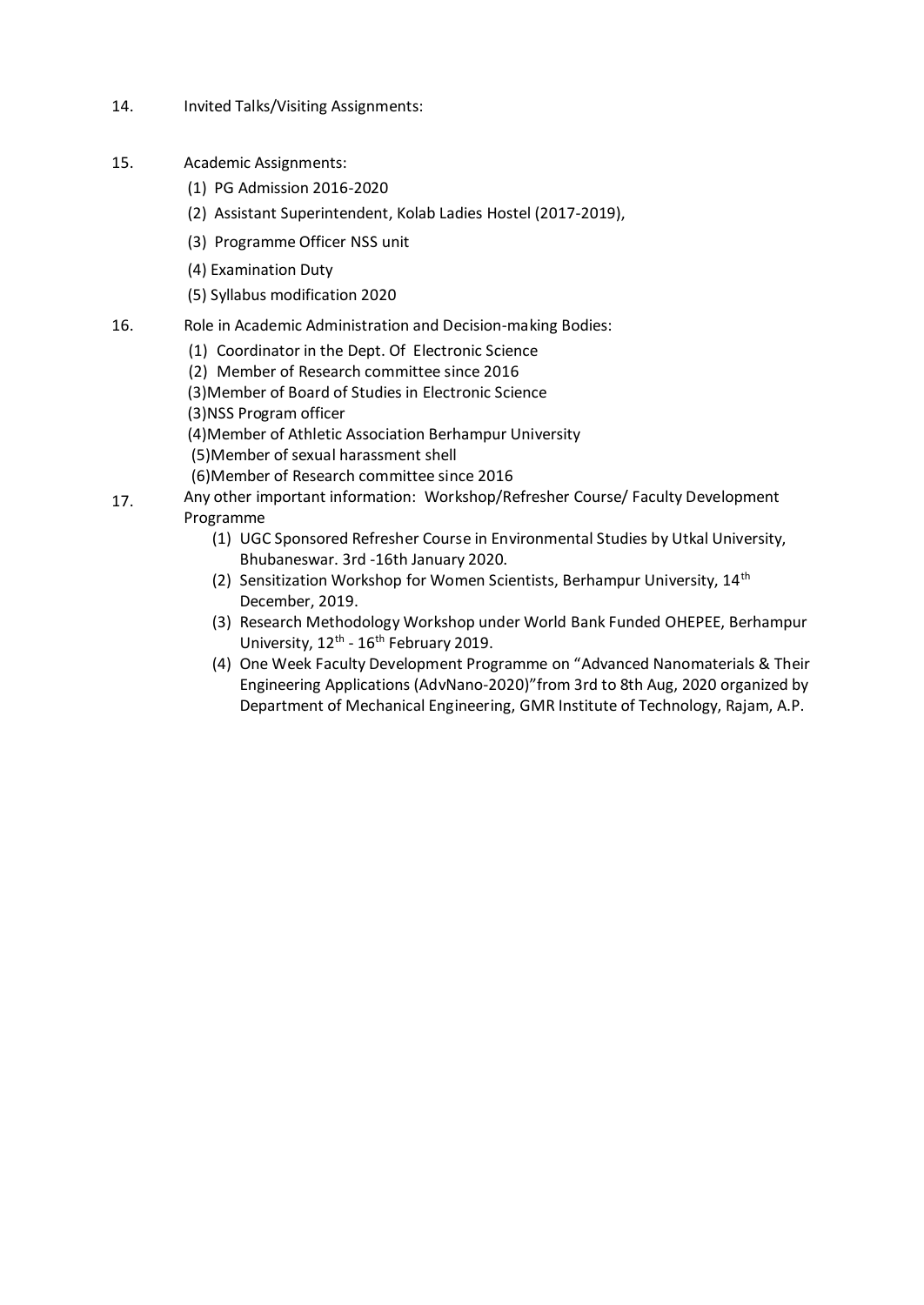14. Invited Talks/Visiting Assignments:

15. Academic Assignments:
    (1) PG Admission 2016-2020
    (2) Assistant Superintendent, Kolab Ladies Hostel (2017-2019),
    (3) Programme Officer NSS unit
    (4) Examination Duty
    (5) Syllabus modification 2020

16. Role in Academic Administration and Decision-making Bodies:
    (1) Coordinator in the Dept. Of Electronic Science
    (2) Member of Research committee since 2016
    (3)Member of Board of Studies in Electronic Science
    (3)NSS Program officer
    (4)Member of Athletic Association Berhampur University
    (5)Member of sexual harassment shell
    (6)Member of Research committee since 2016

17. Any other important information: Workshop/Refresher Course/ Faculty Development Programme
    (1) UGC Sponsored Refresher Course in Environmental Studies by Utkal University, Bhubaneswar. 3rd -16th January 2020.
    (2) Sensitization Workshop for Women Scientists, Berhampur University, 14th December, 2019.
    (3) Research Methodology Workshop under World Bank Funded OHEPEE, Berhampur University, 12th - 16th February 2019.
    (4) One Week Faculty Development Programme on "Advanced Nanomaterials & Their Engineering Applications (AdvNano-2020)"from 3rd to 8th Aug, 2020 organized by Department of Mechanical Engineering, GMR Institute of Technology, Rajam, A.P.